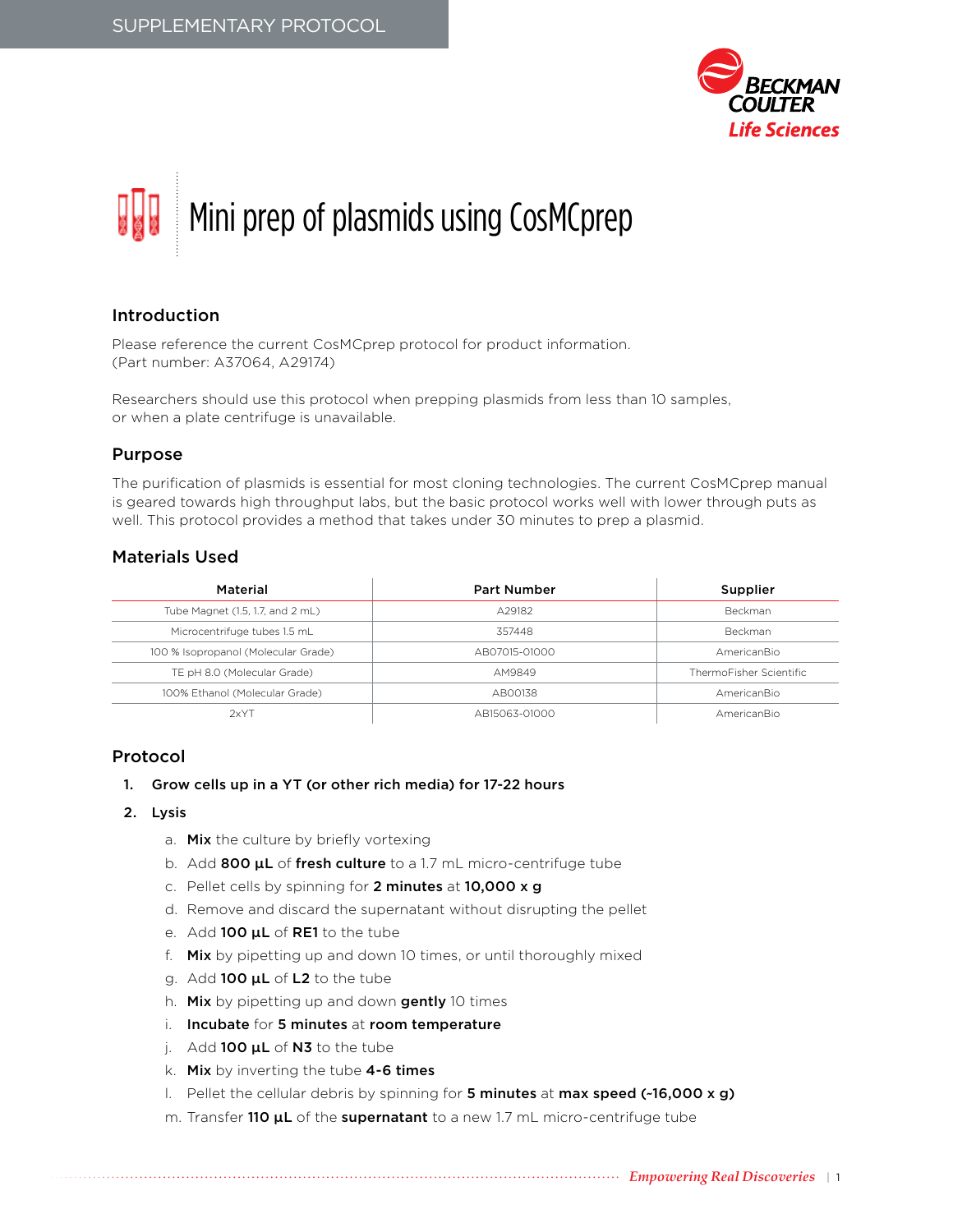SUPPLEMENTARY PROTOCOL

# Mini prep of plasmids using CosMCprep

## Introduction

Please reference the current CosMCprep protocol for product information.
(Part number: A37064, A29174)

Researchers should use this protocol when prepping plasmids from less than 10 samples, or when a plate centrifuge is unavailable.

## Purpose

The purification of plasmids is essential for most cloning technologies. The current CosMCprep manual is geared towards high throughput labs, but the basic protocol works well with lower through puts as well. This protocol provides a method that takes under 30 minutes to prep a plasmid.

## Materials Used

| Material | Part Number | Supplier |
|---|---|---|
| Tube Magnet (1.5, 1.7, and 2 mL) | A29182 | Beckman |
| Microcentrifuge tubes 1.5 mL | 357448 | Beckman |
| 100 % Isopropanol (Molecular Grade) | AB07015-01000 | AmericanBio |
| TE pH 8.0 (Molecular Grade) | AM9849 | ThermoFisher Scientific |
| 100% Ethanol (Molecular Grade) | AB00138 | AmericanBio |
| 2xYT | AB15063-01000 | AmericanBio |

## Protocol

1. **Grow cells up in a YT (or other rich media) for 17-22 hours**
2. **Lysis**
   a. **Mix** the culture by briefly vortexing
   b. Add **800 µL** of **fresh culture** to a 1.7 mL micro-centrifuge tube
   c. Pellet cells by spinning for **2 minutes** at **10,000 x g**
   d. Remove and discard the supernatant without disrupting the pellet
   e. Add **100 µL** of **RE1** to the tube
   f. **Mix** by pipetting up and down 10 times, or until thoroughly mixed
   g. Add **100 µL** of **L2** to the tube
   h. **Mix** by pipetting up and down **gently** 10 times
   i. **Incubate** for **5 minutes** at **room temperature**
   j. Add **100 µL** of **N3** to the tube
   k. **Mix** by inverting the tube **4-6 times**
   l. Pellet the cellular debris by spinning for **5 minutes** at **max speed (~16,000 x g)**
   m. Transfer **110 µL** of the **supernatant** to a new 1.7 mL micro-centrifuge tube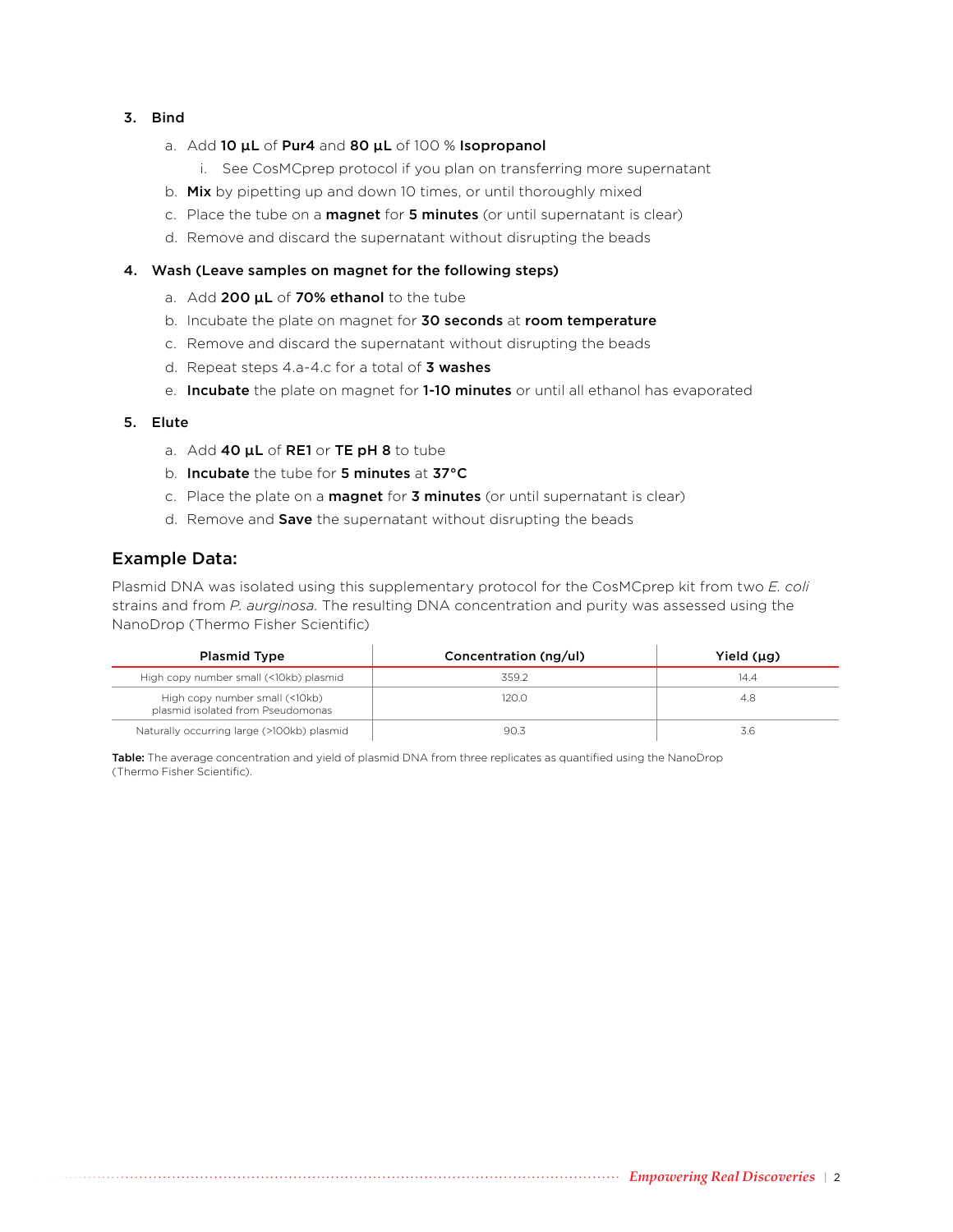3. **Bind**
    a. Add **10 µL** of **Pur4** and **80 µL** of 100 % **Isopropanol**
        i. See CosMCprep protocol if you plan on transferring more supernatant
    b. **Mix** by pipetting up and down 10 times, or until thoroughly mixed
    c. Place the tube on a **magnet** for **5 minutes** (or until supernatant is clear)
    d. Remove and discard the supernatant without disrupting the beads

4. **Wash (Leave samples on magnet for the following steps)**
    a. Add **200 µL** of **70% ethanol** to the tube
    b. Incubate the plate on magnet for **30 seconds** at **room temperature**
    c. Remove and discard the supernatant without disrupting the beads
    d. Repeat steps 4.a-4.c for a total of **3 washes**
    e. **Incubate** the plate on magnet for **1-10 minutes** or until all ethanol has evaporated

5. **Elute**
    a. Add **40 µL** of **RE1** or **TE pH 8** to tube
    b. **Incubate** the tube for **5 minutes** at **37°C**
    c. Place the plate on a **magnet** for **3 minutes** (or until supernatant is clear)
    d. Remove and **Save** the supernatant without disrupting the beads

## Example Data:

Plasmid DNA was isolated using this supplementary protocol for the CosMCprep kit from two *E. coli* strains and from *P. aurginosa.* The resulting DNA concentration and purity was assessed using the NanoDrop (Thermo Fisher Scientific)

| Plasmid Type | Concentration (ng/ul) | Yield (µg) |
|---|---|---|
| High copy number small (<10kb) plasmid | 359.2 | 14.4 |
| High copy number small (<10kb) plasmid isolated from Pseudomonas | 120.0 | 4.8 |
| Naturally occurring large (>100kb) plasmid | 90.3 | 3.6 |

**Table:** The average concentration and yield of plasmid DNA from three replicates as quantified using the NanoDrop (Thermo Fisher Scientific).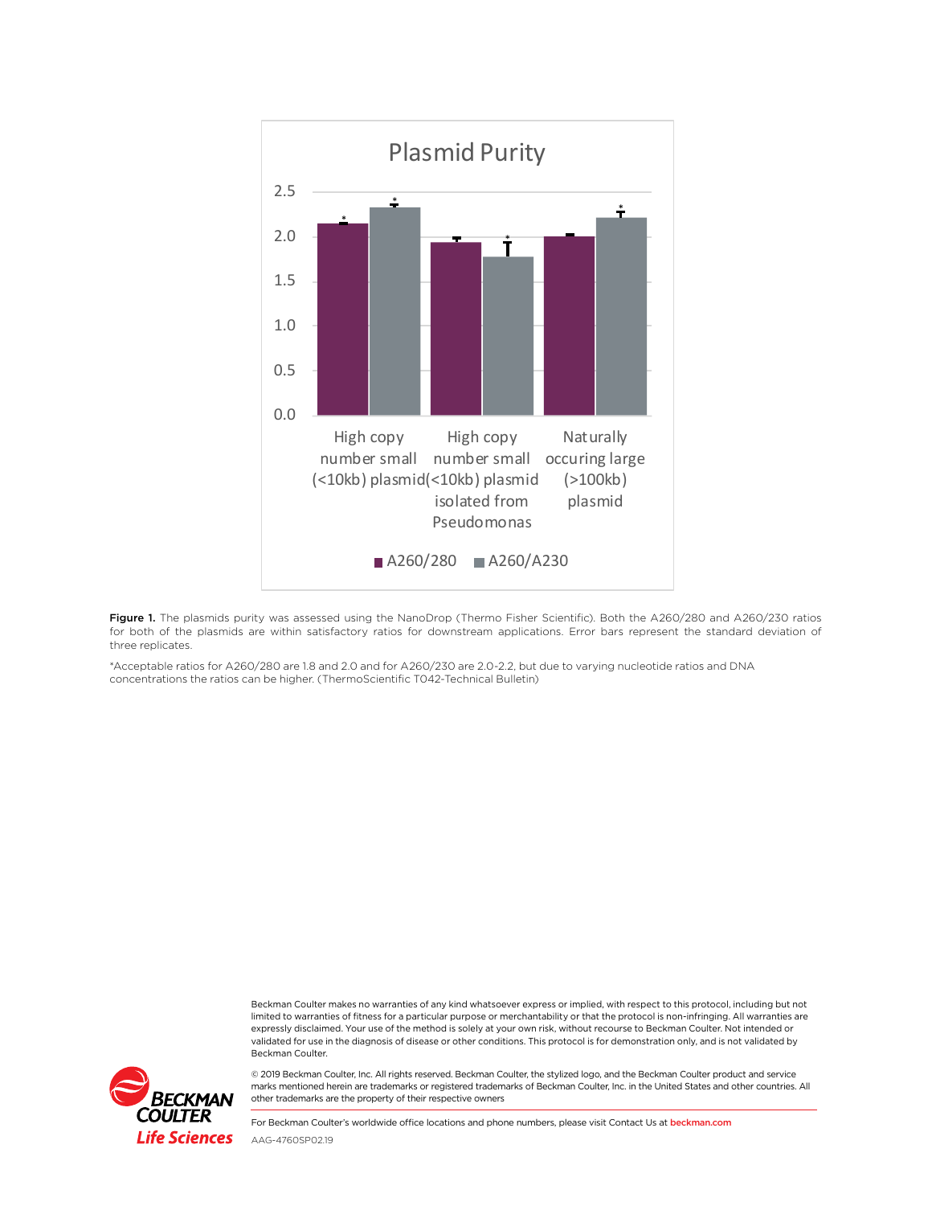Plasmid Purity

2.5
2.0
1.5
1.0
0.5
0.0

High copy number small (<10kb) plasmid

High copy number small (<10kb) plasmid isolated from Pseudomonas

Naturally occuring large (>100kb) plasmid

A260/280 A260/A230

**Figure 1.** The plasmids purity was assessed using the NanoDrop (Thermo Fisher Scientific). Both the A260/280 and A260/230 ratios for both of the plasmids are within satisfactory ratios for downstream applications. Error bars represent the standard deviation of three replicates.

*Acceptable ratios for A260/280 are 1.8 and 2.0 and for A260/230 are 2.0-2.2, but due to varying nucleotide ratios and DNA concentrations the ratios can be higher. (ThermoScientific T042-Technical Bulletin)

Beckman Coulter makes no warranties of any kind whatsoever express or implied, with respect to this protocol, including but not limited to warranties of fitness for a particular purpose or merchantability or that the protocol is non-infringing. All warranties are expressly disclaimed. Your use of the method is solely at your own risk, without recourse to Beckman Coulter. Not intended or validated for use in the diagnosis of disease or other conditions. This protocol is for demonstration only, and is not validated by Beckman Coulter.

© 2019 Beckman Coulter, Inc. All rights reserved. Beckman Coulter, the stylized logo, and the Beckman Coulter product and service marks mentioned herein are trademarks or registered trademarks of Beckman Coulter, Inc. in the United States and other countries. All other trademarks are the property of their respective owners

For Beckman Coulter's worldwide office locations and phone numbers, please visit Contact Us at beckman.com

AAG-4760SP02.19